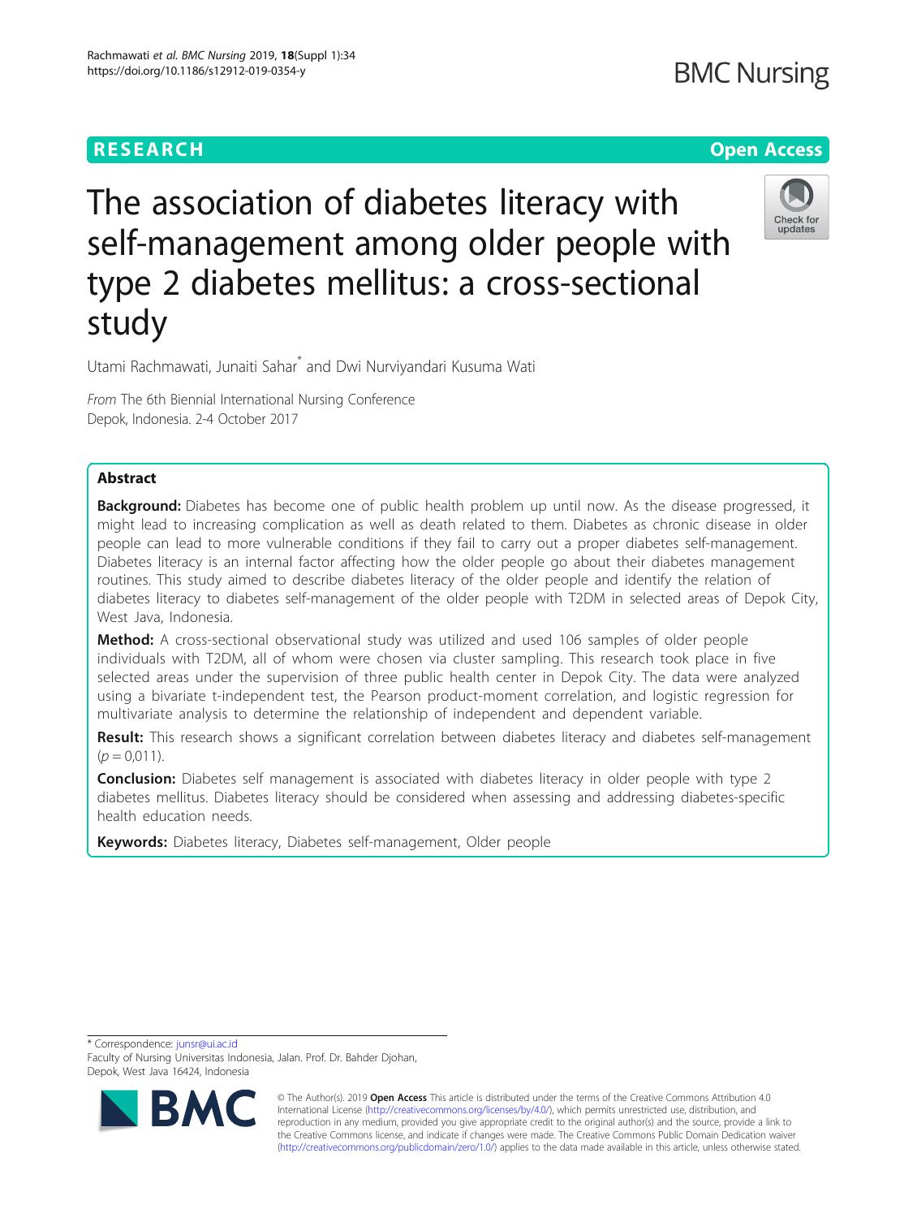RESEARCH

Open Access

# The association of diabetes literacy with self-management among older people with type 2 diabetes mellitus: a cross-sectional study

Utami Rachmawati, Junaiti Sahar* and Dwi Nurviyandari Kusuma Wati

*From* The 6th Biennial International Nursing Conference
Depok, Indonesia. 2-4 October 2017

## Abstract

**Background:** Diabetes has become one of public health problem up until now. As the disease progressed, it might lead to increasing complication as well as death related to them. Diabetes as chronic disease in older people can lead to more vulnerable conditions if they fail to carry out a proper diabetes self-management. Diabetes literacy is an internal factor affecting how the older people go about their diabetes management routines. This study aimed to describe diabetes literacy of the older people and identify the relation of diabetes literacy to diabetes self-management of the older people with T2DM in selected areas of Depok City, West Java, Indonesia.

**Method:** A cross-sectional observational study was utilized and used 106 samples of older people individuals with T2DM, all of whom were chosen via cluster sampling. This research took place in five selected areas under the supervision of three public health center in Depok City. The data were analyzed using a bivariate t-independent test, the Pearson product-moment correlation, and logistic regression for multivariate analysis to determine the relationship of independent and dependent variable.

**Result:** This research shows a significant correlation between diabetes literacy and diabetes self-management ($p = 0{,}011$).

**Conclusion:** Diabetes self management is associated with diabetes literacy in older people with type 2 diabetes mellitus. Diabetes literacy should be considered when assessing and addressing diabetes-specific health education needs.

**Keywords:** Diabetes literacy, Diabetes self-management, Older people

---

* Correspondence: junsr@ui.ac.id
Faculty of Nursing Universitas Indonesia, Jalan. Prof. Dr. Bahder Djohan, Depok, West Java 16424, Indonesia

© The Author(s). 2019 **Open Access** This article is distributed under the terms of the Creative Commons Attribution 4.0 International License (http://creativecommons.org/licenses/by/4.0/), which permits unrestricted use, distribution, and reproduction in any medium, provided you give appropriate credit to the original author(s) and the source, provide a link to the Creative Commons license, and indicate if changes were made. The Creative Commons Public Domain Dedication waiver (http://creativecommons.org/publicdomain/zero/1.0/) applies to the data made available in this article, unless otherwise stated.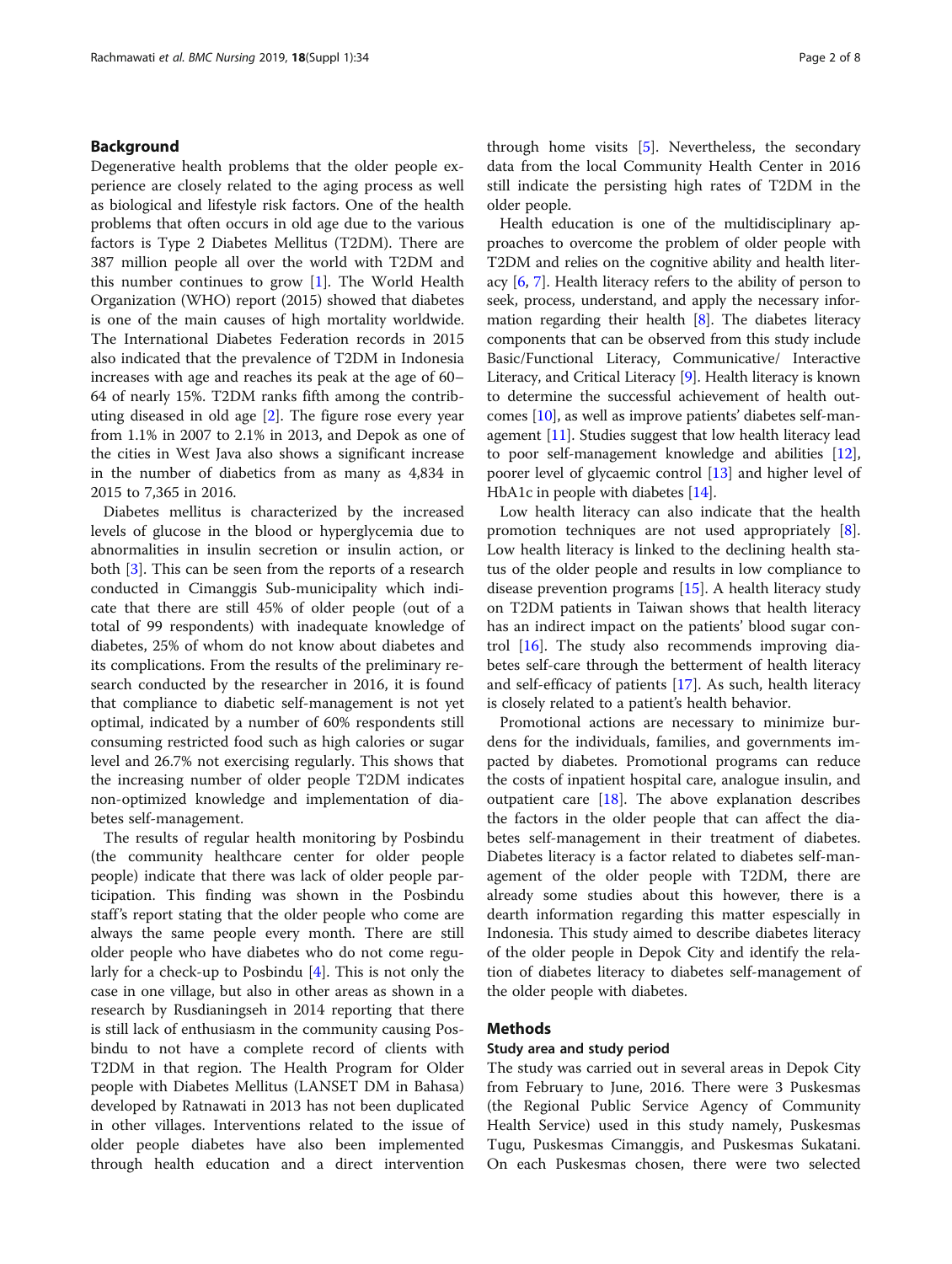## Background

Degenerative health problems that the older people experience are closely related to the aging process as well as biological and lifestyle risk factors. One of the health problems that often occurs in old age due to the various factors is Type 2 Diabetes Mellitus (T2DM). There are 387 million people all over the world with T2DM and this number continues to grow [1]. The World Health Organization (WHO) report (2015) showed that diabetes is one of the main causes of high mortality worldwide. The International Diabetes Federation records in 2015 also indicated that the prevalence of T2DM in Indonesia increases with age and reaches its peak at the age of 60–64 of nearly 15%. T2DM ranks fifth among the contributing diseased in old age [2]. The figure rose every year from 1.1% in 2007 to 2.1% in 2013, and Depok as one of the cities in West Java also shows a significant increase in the number of diabetics from as many as 4,834 in 2015 to 7,365 in 2016.

Diabetes mellitus is characterized by the increased levels of glucose in the blood or hyperglycemia due to abnormalities in insulin secretion or insulin action, or both [3]. This can be seen from the reports of a research conducted in Cimanggis Sub-municipality which indicate that there are still 45% of older people (out of a total of 99 respondents) with inadequate knowledge of diabetes, 25% of whom do not know about diabetes and its complications. From the results of the preliminary research conducted by the researcher in 2016, it is found that compliance to diabetic self-management is not yet optimal, indicated by a number of 60% respondents still consuming restricted food such as high calories or sugar level and 26.7% not exercising regularly. This shows that the increasing number of older people T2DM indicates non-optimized knowledge and implementation of diabetes self-management.

The results of regular health monitoring by Posbindu (the community healthcare center for older people) indicate that there was lack of older people participation. This finding was shown in the Posbindu staff's report stating that the older people who come are always the same people every month. There are still older people who have diabetes who do not come regularly for a check-up to Posbindu [4]. This is not only the case in one village, but also in other areas as shown in a research by Rusdianingseh in 2014 reporting that there is still lack of enthusiasm in the community causing Posbindu to not have a complete record of clients with T2DM in that region. The Health Program for Older people with Diabetes Mellitus (LANSET DM in Bahasa) developed by Ratnawati in 2013 has not been duplicated in other villages. Interventions related to the issue of older people diabetes have also been implemented through health education and a direct intervention through home visits [5]. Nevertheless, the secondary data from the local Community Health Center in 2016 still indicate the persisting high rates of T2DM in the older people.

Health education is one of the multidisciplinary approaches to overcome the problem of older people with T2DM and relies on the cognitive ability and health literacy [6, 7]. Health literacy refers to the ability of person to seek, process, understand, and apply the necessary information regarding their health [8]. The diabetes literacy components that can be observed from this study include Basic/Functional Literacy, Communicative/ Interactive Literacy, and Critical Literacy [9]. Health literacy is known to determine the successful achievement of health outcomes [10], as well as improve patients' diabetes self-management [11]. Studies suggest that low health literacy lead to poor self-management knowledge and abilities [12], poorer level of glycaemic control [13] and higher level of HbA1c in people with diabetes [14].

Low health literacy can also indicate that the health promotion techniques are not used appropriately [8]. Low health literacy is linked to the declining health status of the older people and results in low compliance to disease prevention programs [15]. A health literacy study on T2DM patients in Taiwan shows that health literacy has an indirect impact on the patients' blood sugar control [16]. The study also recommends improving diabetes self-care through the betterment of health literacy and self-efficacy of patients [17]. As such, health literacy is closely related to a patient's health behavior.

Promotional actions are necessary to minimize burdens for the individuals, families, and governments impacted by diabetes. Promotional programs can reduce the costs of inpatient hospital care, analogue insulin, and outpatient care [18]. The above explanation describes the factors in the older people that can affect the diabetes self-management in their treatment of diabetes. Diabetes literacy is a factor related to diabetes self-management of the older people with T2DM, there are already some studies about this however, there is a dearth information regarding this matter espescially in Indonesia. This study aimed to describe diabetes literacy of the older people in Depok City and identify the relation of diabetes literacy to diabetes self-management of the older people with diabetes.

## Methods

### Study area and study period

The study was carried out in several areas in Depok City from February to June, 2016. There were 3 Puskesmas (the Regional Public Service Agency of Community Health Service) used in this study namely, Puskesmas Tugu, Puskesmas Cimanggis, and Puskesmas Sukatani. On each Puskesmas chosen, there were two selected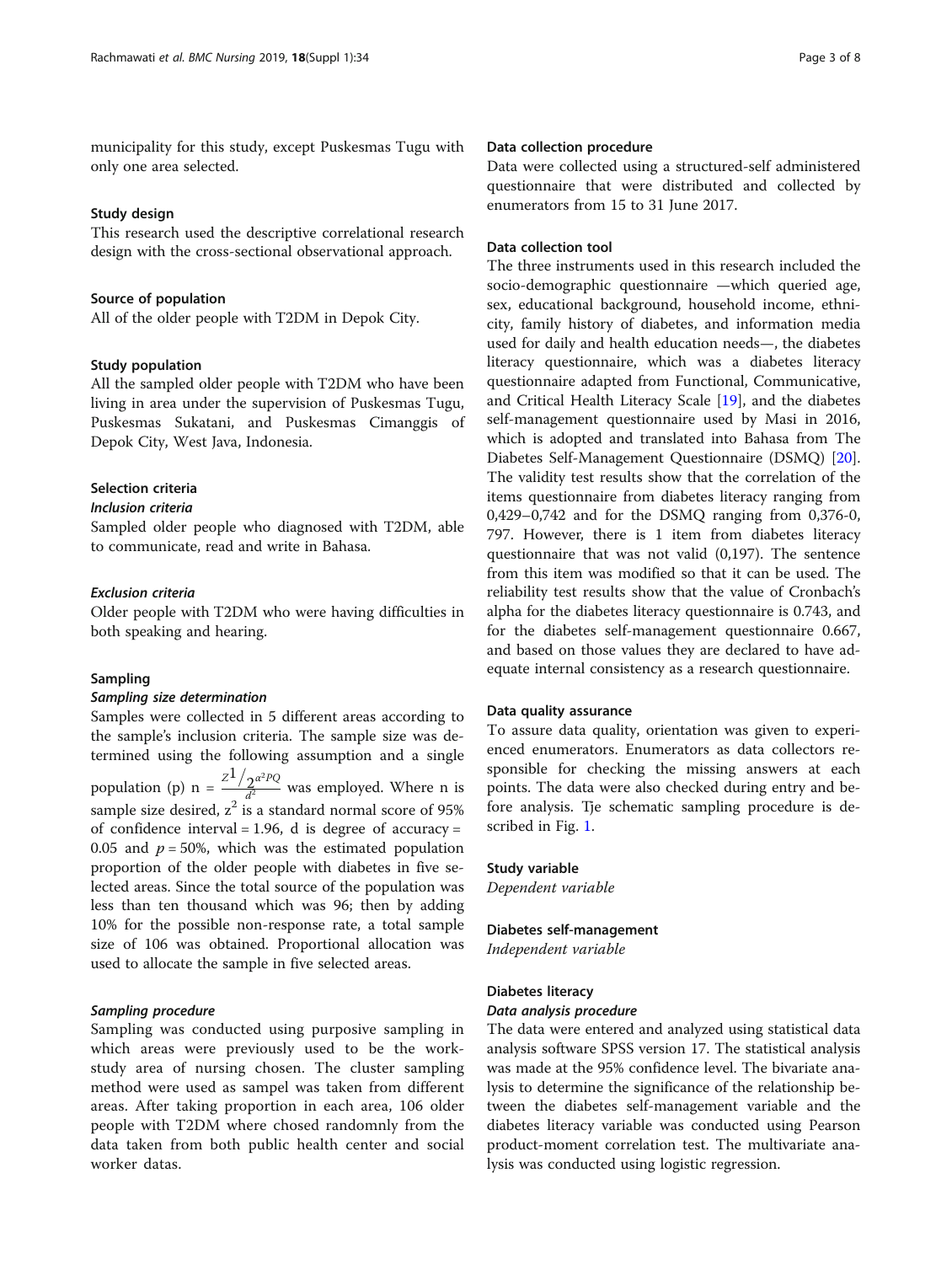municipality for this study, except Puskesmas Tugu with only one area selected.

### Study design

This research used the descriptive correlational research design with the cross-sectional observational approach.

### Source of population

All of the older people with T2DM in Depok City.

### Study population

All the sampled older people with T2DM who have been living in area under the supervision of Puskesmas Tugu, Puskesmas Sukatani, and Puskesmas Cimanggis of Depok City, West Java, Indonesia.

### Selection criteria

#### *Inclusion criteria*

Sampled older people who diagnosed with T2DM, able to communicate, read and write in Bahasa.

#### *Exclusion criteria*

Older people with T2DM who were having difficulties in both speaking and hearing.

### Sampling

#### *Sampling size determination*

Samples were collected in 5 different areas according to the sample's inclusion criteria. The sample size was determined using the following assumption and a single population (p) $n = \frac{Z^{1}/_{2}{}^{\alpha^2 PQ}}{d^2}$ was employed. Where n is sample size desired, $z^2$ is a standard normal score of 95% of confidence interval = 1.96, d is degree of accuracy = 0.05 and $p = 50\%$, which was the estimated population proportion of the older people with diabetes in five selected areas. Since the total source of the population was less than ten thousand which was 96; then by adding 10% for the possible non-response rate, a total sample size of 106 was obtained. Proportional allocation was used to allocate the sample in five selected areas.

#### *Sampling procedure*

Sampling was conducted using purposive sampling in which areas were previously used to be the work-study area of nursing chosen. The cluster sampling method were used as sampel was taken from different areas. After taking proportion in each area, 106 older people with T2DM where chosed randomnly from the data taken from both public health center and social worker datas.

### Data collection procedure

Data were collected using a structured-self administered questionnaire that were distributed and collected by enumerators from 15 to 31 June 2017.

### Data collection tool

The three instruments used in this research included the socio-demographic questionnaire —which queried age, sex, educational background, household income, ethnicity, family history of diabetes, and information media used for daily and health education needs—, the diabetes literacy questionnaire, which was a diabetes literacy questionnaire adapted from Functional, Communicative, and Critical Health Literacy Scale [19], and the diabetes self-management questionnaire used by Masi in 2016, which is adopted and translated into Bahasa from The Diabetes Self-Management Questionnaire (DSMQ) [20]. The validity test results show that the correlation of the items questionnaire from diabetes literacy ranging from 0,429–0,742 and for the DSMQ ranging from 0,376-0, 797. However, there is 1 item from diabetes literacy questionnaire that was not valid (0,197). The sentence from this item was modified so that it can be used. The reliability test results show that the value of Cronbach's alpha for the diabetes literacy questionnaire is 0.743, and for the diabetes self-management questionnaire 0.667, and based on those values they are declared to have adequate internal consistency as a research questionnaire.

### Data quality assurance

To assure data quality, orientation was given to experienced enumerators. Enumerators as data collectors responsible for checking the missing answers at each points. The data were also checked during entry and before analysis. Tje schematic sampling procedure is described in Fig. 1.

### Study variable

*Dependent variable*

### Diabetes self-management

*Independent variable*

### Diabetes literacy

#### *Data analysis procedure*

The data were entered and analyzed using statistical data analysis software SPSS version 17. The statistical analysis was made at the 95% confidence level. The bivariate analysis to determine the significance of the relationship between the diabetes self-management variable and the diabetes literacy variable was conducted using Pearson product-moment correlation test. The multivariate analysis was conducted using logistic regression.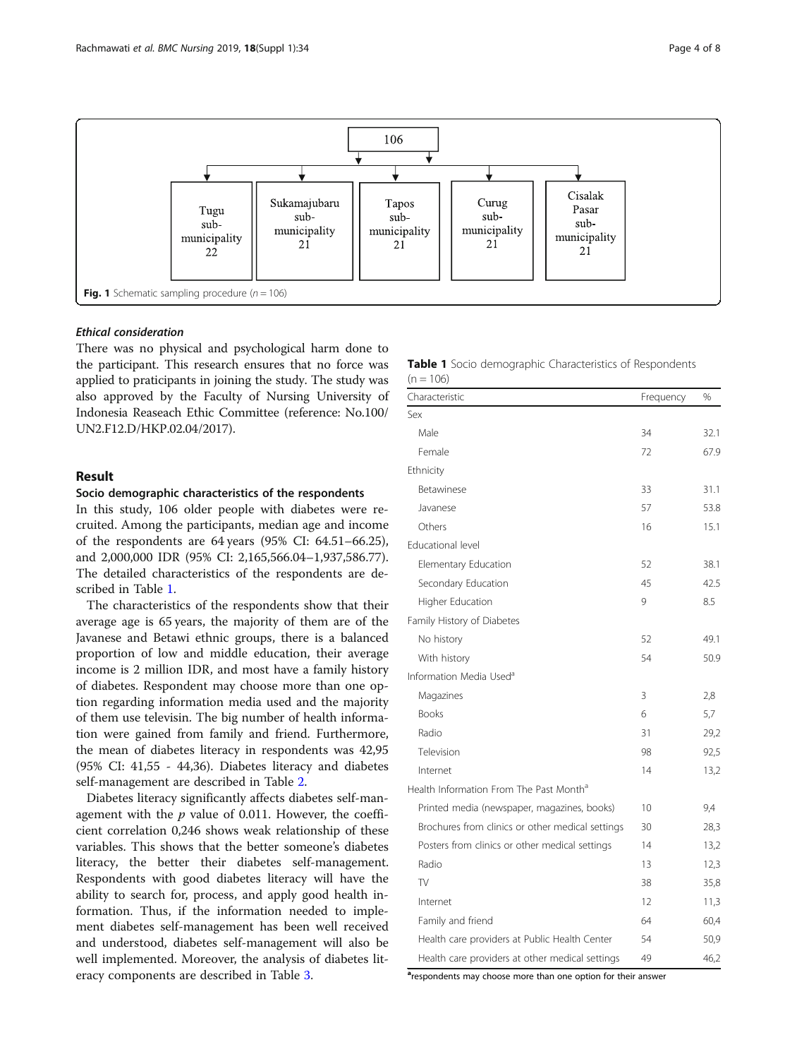106

| Tugu sub-municipality 22 | Sukamajubaru sub-municipality 21 | Tapos sub-municipality 21 | Curug sub-municipality 21 | Cisalak Pasar sub-municipality 21 |
|---|---|---|---|---|

**Fig. 1** Schematic sampling procedure ($n = 106$)

### *Ethical consideration*

There was no physical and psychological harm done to the participant. This research ensures that no force was applied to praticipants in joining the study. The study was also approved by the Faculty of Nursing University of Indonesia Reaseach Ethic Committee (reference: No.100/UN2.F12.D/HKP.02.04/2017).

## Result

### Socio demographic characteristics of the respondents

In this study, 106 older people with diabetes were recruited. Among the participants, median age and income of the respondents are 64 years (95% CI: 64.51–66.25), and 2,000,000 IDR (95% CI: 2,165,566.04–1,937,586.77). The detailed characteristics of the respondents are described in Table 1.

The characteristics of the respondents show that their average age is 65 years, the majority of them are of the Javanese and Betawi ethnic groups, there is a balanced proportion of low and middle education, their average income is 2 million IDR, and most have a family history of diabetes. Respondent may choose more than one option regarding information media used and the majority of them use televisin. The big number of health information were gained from family and friend. Furthermore, the mean of diabetes literacy in respondents was 42,95 (95% CI: 41,55 - 44,36). Diabetes literacy and diabetes self-management are described in Table 2.

Diabetes literacy significantly affects diabetes self-management with the $p$ value of 0.011. However, the coefficient correlation 0,246 shows weak relationship of these variables. This shows that the better someone's diabetes literacy, the better their diabetes self-management. Respondents with good diabetes literacy will have the ability to search for, process, and apply good health information. Thus, if the information needed to implement diabetes self-management has been well received and understood, diabetes self-management will also be well implemented. Moreover, the analysis of diabetes literacy components are described in Table 3.

**Table 1** Socio demographic Characteristics of Respondents (n = 106)

| Characteristic | Frequency | % |
|---|---|---|
| Sex | | |
| Male | 34 | 32.1 |
| Female | 72 | 67.9 |
| Ethnicity | | |
| Betawinese | 33 | 31.1 |
| Javanese | 57 | 53.8 |
| Others | 16 | 15.1 |
| Educational level | | |
| Elementary Education | 52 | 38.1 |
| Secondary Education | 45 | 42.5 |
| Higher Education | 9 | 8.5 |
| Family History of Diabetes | | |
| No history | 52 | 49.1 |
| With history | 54 | 50.9 |
| Information Media Used[a] | | |
| Magazines | 3 | 2,8 |
| Books | 6 | 5,7 |
| Radio | 31 | 29,2 |
| Television | 98 | 92,5 |
| Internet | 14 | 13,2 |
| Health Information From The Past Month[a] | | |
| Printed media (newspaper, magazines, books) | 10 | 9,4 |
| Brochures from clinics or other medical settings | 30 | 28,3 |
| Posters from clinics or other medical settings | 14 | 13,2 |
| Radio | 13 | 12,3 |
| TV | 38 | 35,8 |
| Internet | 12 | 11,3 |
| Family and friend | 64 | 60,4 |
| Health care providers at Public Health Center | 54 | 50,9 |
| Health care providers at other medical settings | 49 | 46,2 |

[a]respondents may choose more than one option for their answer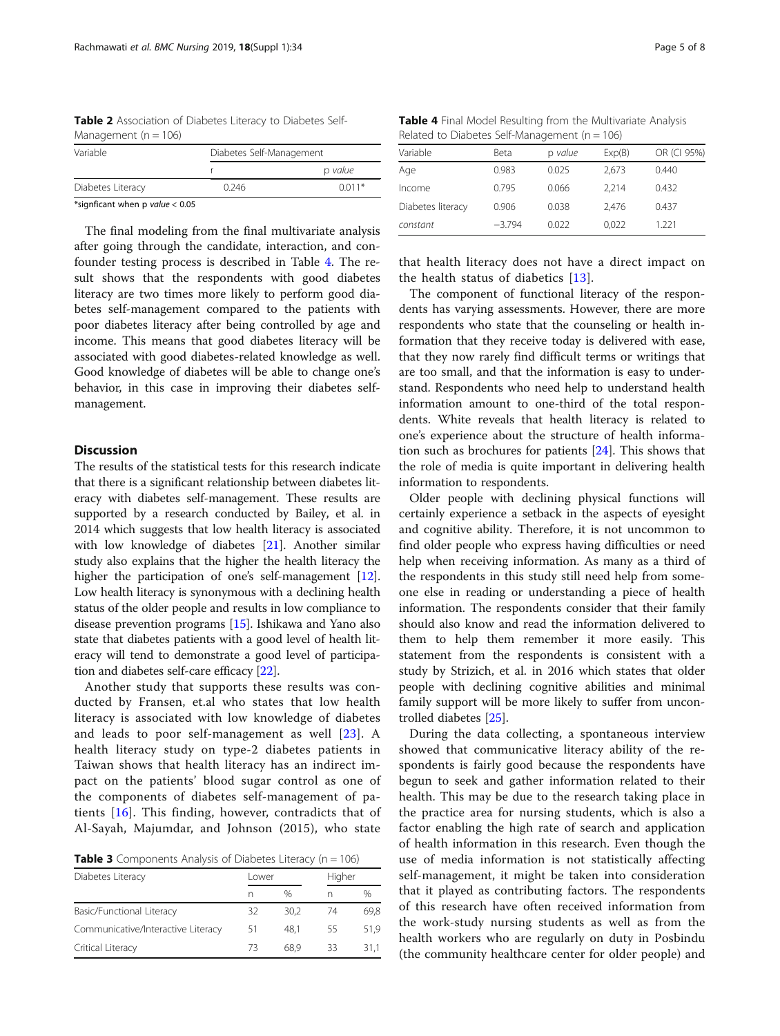**Table 2** Association of Diabetes Literacy to Diabetes Self-Management (n = 106)

| Variable | Diabetes Self-Management | |
|---|---|---|
| | r | *p value* |
| Diabetes Literacy | 0.246 | 0.011* |

*signficant when p *value* < 0.05

The final modeling from the final multivariate analysis after going through the candidate, interaction, and confounder testing process is described in Table 4. The result shows that the respondents with good diabetes literacy are two times more likely to perform good diabetes self-management compared to the patients with poor diabetes literacy after being controlled by age and income. This means that good diabetes literacy will be associated with good diabetes-related knowledge as well. Good knowledge of diabetes will be able to change one's behavior, in this case in improving their diabetes self-management.

## Discussion

The results of the statistical tests for this research indicate that there is a significant relationship between diabetes literacy with diabetes self-management. These results are supported by a research conducted by Bailey, et al. in 2014 which suggests that low health literacy is associated with low knowledge of diabetes [21]. Another similar study also explains that the higher the health literacy the higher the participation of one's self-management [12]. Low health literacy is synonymous with a declining health status of the older people and results in low compliance to disease prevention programs [15]. Ishikawa and Yano also state that diabetes patients with a good level of health literacy will tend to demonstrate a good level of participation and diabetes self-care efficacy [22].

Another study that supports these results was conducted by Fransen, et.al who states that low health literacy is associated with low knowledge of diabetes and leads to poor self-management as well [23]. A health literacy study on type-2 diabetes patients in Taiwan shows that health literacy has an indirect impact on the patients' blood sugar control as one of the components of diabetes self-management of patients [16]. This finding, however, contradicts that of Al-Sayah, Majumdar, and Johnson (2015), who state that health literacy does not have a direct impact on the health status of diabetics [13].

**Table 3** Components Analysis of Diabetes Literacy (n = 106)

| Diabetes Literacy | Lower | | Higher | |
|---|---|---|---|---|
| | n | % | n | % |
| Basic/Functional Literacy | 32 | 30,2 | 74 | 69,8 |
| Communicative/Interactive Literacy | 51 | 48,1 | 55 | 51,9 |
| Critical Literacy | 73 | 68,9 | 33 | 31,1 |

**Table 4** Final Model Resulting from the Multivariate Analysis Related to Diabetes Self-Management (n = 106)

| Variable | Beta | *p value* | Exp(B) | OR (CI 95%) |
|---|---|---|---|---|
| Age | 0.983 | 0.025 | 2,673 | 0.440 |
| Income | 0.795 | 0.066 | 2,214 | 0.432 |
| Diabetes literacy | 0.906 | 0.038 | 2,476 | 0.437 |
| *constant* | −3.794 | 0.022 | 0,022 | 1.221 |

The component of functional literacy of the respondents has varying assessments. However, there are more respondents who state that the counseling or health information that they receive today is delivered with ease, that they now rarely find difficult terms or writings that are too small, and that the information is easy to understand. Respondents who need help to understand health information amount to one-third of the total respondents. White reveals that health literacy is related to one's experience about the structure of health information such as brochures for patients [24]. This shows that the role of media is quite important in delivering health information to respondents.

Older people with declining physical functions will certainly experience a setback in the aspects of eyesight and cognitive ability. Therefore, it is not uncommon to find older people who express having difficulties or need help when receiving information. As many as a third of the respondents in this study still need help from someone else in reading or understanding a piece of health information. The respondents consider that their family should also know and read the information delivered to them to help them remember it more easily. This statement from the respondents is consistent with a study by Strizich, et al. in 2016 which states that older people with declining cognitive abilities and minimal family support will be more likely to suffer from uncontrolled diabetes [25].

During the data collecting, a spontaneous interview showed that communicative literacy ability of the respondents is fairly good because the respondents have begun to seek and gather information related to their health. This may be due to the research taking place in the practice area for nursing students, which is also a factor enabling the high rate of search and application of health information in this research. Even though the use of media information is not statistically affecting self-management, it might be taken into consideration that it played as contributing factors. The respondents of this research have often received information from the work-study nursing students as well as from the health workers who are regularly on duty in Posbindu (the community healthcare center for older people) and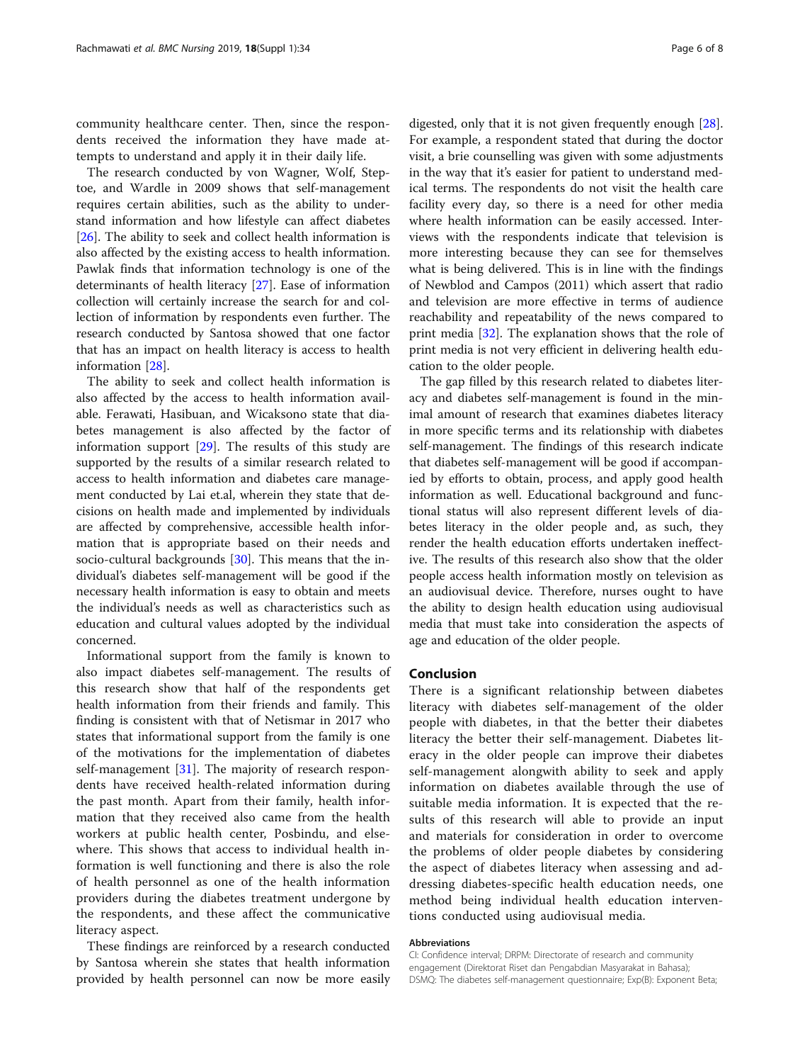community healthcare center. Then, since the respondents received the information they have made attempts to understand and apply it in their daily life.

The research conducted by von Wagner, Wolf, Steptoe, and Wardle in 2009 shows that self-management requires certain abilities, such as the ability to understand information and how lifestyle can affect diabetes [26]. The ability to seek and collect health information is also affected by the existing access to health information. Pawlak finds that information technology is one of the determinants of health literacy [27]. Ease of information collection will certainly increase the search for and collection of information by respondents even further. The research conducted by Santosa showed that one factor that has an impact on health literacy is access to health information [28].

The ability to seek and collect health information is also affected by the access to health information available. Ferawati, Hasibuan, and Wicaksono state that diabetes management is also affected by the factor of information support [29]. The results of this study are supported by the results of a similar research related to access to health information and diabetes care management conducted by Lai et.al, wherein they state that decisions on health made and implemented by individuals are affected by comprehensive, accessible health information that is appropriate based on their needs and socio-cultural backgrounds [30]. This means that the individual's diabetes self-management will be good if the necessary health information is easy to obtain and meets the individual's needs as well as characteristics such as education and cultural values adopted by the individual concerned.

Informational support from the family is known to also impact diabetes self-management. The results of this research show that half of the respondents get health information from their friends and family. This finding is consistent with that of Netismar in 2017 who states that informational support from the family is one of the motivations for the implementation of diabetes self-management [31]. The majority of research respondents have received health-related information during the past month. Apart from their family, health information that they received also came from the health workers at public health center, Posbindu, and elsewhere. This shows that access to individual health information is well functioning and there is also the role of health personnel as one of the health information providers during the diabetes treatment undergone by the respondents, and these affect the communicative literacy aspect.

These findings are reinforced by a research conducted by Santosa wherein she states that health information provided by health personnel can now be more easily digested, only that it is not given frequently enough [28]. For example, a respondent stated that during the doctor visit, a brie counselling was given with some adjustments in the way that it's easier for patient to understand medical terms. The respondents do not visit the health care facility every day, so there is a need for other media where health information can be easily accessed. Interviews with the respondents indicate that television is more interesting because they can see for themselves what is being delivered. This is in line with the findings of Newblod and Campos (2011) which assert that radio and television are more effective in terms of audience reachability and repeatability of the news compared to print media [32]. The explanation shows that the role of print media is not very efficient in delivering health education to the older people.

The gap filled by this research related to diabetes literacy and diabetes self-management is found in the minimal amount of research that examines diabetes literacy in more specific terms and its relationship with diabetes self-management. The findings of this research indicate that diabetes self-management will be good if accompanied by efforts to obtain, process, and apply good health information as well. Educational background and functional status will also represent different levels of diabetes literacy in the older people and, as such, they render the health education efforts undertaken ineffective. The results of this research also show that the older people access health information mostly on television as an audiovisual device. Therefore, nurses ought to have the ability to design health education using audiovisual media that must take into consideration the aspects of age and education of the older people.

## Conclusion

There is a significant relationship between diabetes literacy with diabetes self-management of the older people with diabetes, in that the better their diabetes literacy the better their self-management. Diabetes literacy in the older people can improve their diabetes self-management alongwith ability to seek and apply information on diabetes available through the use of suitable media information. It is expected that the results of this research will able to provide an input and materials for consideration in order to overcome the problems of older people diabetes by considering the aspect of diabetes literacy when assessing and addressing diabetes-specific health education needs, one method being individual health education interventions conducted using audiovisual media.

#### Abbreviations

CI: Confidence interval; DRPM: Directorate of research and community engagement (Direktorat Riset dan Pengabdian Masyarakat in Bahasa); DSMQ: The diabetes self-management questionnaire; Exp(B): Exponent Beta;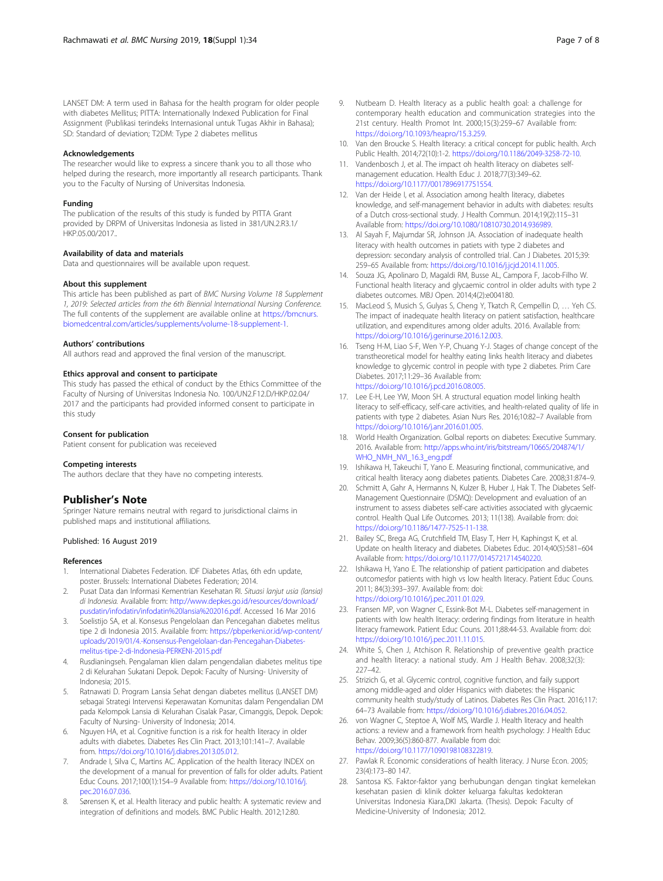LANSET DM: A term used in Bahasa for the health program for older people with diabetes Mellitus; PITTA: Internationally Indexed Publication for Final Assignment (Publikasi terindeks Internasional untuk Tugas Akhir in Bahasa); SD: Standard of deviation; T2DM: Type 2 diabetes mellitus

### Acknowledgements

The researcher would like to express a sincere thank you to all those who helped during the research, more importantly all research participants. Thank you to the Faculty of Nursing of Universitas Indonesia.

### Funding

The publication of the results of this study is funded by PITTA Grant provided by DRPM of Universitas Indonesia as listed in 381/UN.2.R3.1/HKP.05.00/2017..

### Availability of data and materials

Data and questionnaires will be available upon request.

### About this supplement

This article has been published as part of *BMC Nursing Volume 18 Supplement 1, 2019: Selected articles from the 6th Biennial International Nursing Conference*. The full contents of the supplement are available online at https://bmcnurs.biomedcentral.com/articles/supplements/volume-18-supplement-1.

### Authors' contributions

All authors read and approved the final version of the manuscript.

### Ethics approval and consent to participate

This study has passed the ethical of conduct by the Ethics Committee of the Faculty of Nursing of Universitas Indonesia No. 100/UN2.F12.D/HKP.02.04/2017 and the participants had provided informed consent to participate in this study

### Consent for publication

Patient consent for publication was receieved

### Competing interests

The authors declare that they have no competing interests.

## Publisher's Note

Springer Nature remains neutral with regard to jurisdictional claims in published maps and institutional affiliations.

Published: 16 August 2019

### References

1. International Diabetes Federation. IDF Diabetes Atlas, 6th edn update, poster. Brussels: International Diabetes Federation; 2014.
2. Pusat Data dan Informasi Kementrian Kesehatan RI. *Situasi lanjut usia (lansia) di Indonesia*. Available from: http://www.depkes.go.id/resources/download/pusdatin/infodatin/infodatin%20lansia%202016.pdf. Accessed 16 Mar 2016
3. Soelistijo SA, et al. Konsesus Pengelolaan dan Pencegahan diabetes melitus tipe 2 di Indonesia 2015. Available from: https://pbperkeni.or.id/wp-content/uploads/2019/01/4.-Konsensus-Pengelolaan-dan-Pencegahan-Diabetes-melitus-tipe-2-di-Indonesia-PERKENI-2015.pdf
4. Rusdianingseh. Pengalaman klien dalam pengendalian diabetes melitus tipe 2 di Kelurahan Sukatani Depok. Depok: Faculty of Nursing- University of Indonesia; 2015.
5. Ratnawati D. Program Lansia Sehat dengan diabetes mellitus (LANSET DM) sebagai Strategi Intervensi Keperawatan Komunitas dalam Pengendalian DM pada Kelompok Lansia di Kelurahan Cisalak Pasar, Cimanggis, Depok. Depok: Faculty of Nursing- University of Indonesia; 2014.
6. Nguyen HA, et al. Cognitive function is a risk for health literacy in older adults with diabetes. Diabetes Res Clin Pract. 2013;101:141–7. Available from. https://doi.org/10.1016/j.diabres.2013.05.012.
7. Andrade I, Silva C, Martins AC. Application of the health literacy INDEX on the development of a manual for prevention of falls for older adults. Patient Educ Couns. 2017;100(1):154–9 Available from: https://doi.org/10.1016/j.pec.2016.07.036.
8. Sørensen K, et al. Health literacy and public health: A systematic review and integration of definitions and models. BMC Public Health. 2012;12:80.
9. Nutbeam D. Health literacy as a public health goal: a challenge for contemporary health education and communication strategies into the 21st century. Health Promot Int. 2000;15(3):259–67 Available from: https://doi.org/10.1093/heapro/15.3.259.
10. Van den Broucke S. Health literacy: a critical concept for public health. Arch Public Health. 2014;72(10):1-2. https://doi.org/10.1186/2049-3258-72-10.
11. Vandenbosch J, et al. The impact oh health literacy on diabetes self-management education. Health Educ J. 2018;77(3):349–62. https://doi.org/10.1177/0017896917751554.
12. Van der Heide I, et al. Association among health literacy, diabetes knowledge, and self-management behavior in adults with diabetes: results of a Dutch cross-sectional study. J Health Commun. 2014;19(2):115–31 Available from: https://doi.org/10.1080/10810730.2014.936989.
13. Al Sayah F, Majumdar SR, Johnson JA. Association of inadequate health literacy with health outcomes in patiets with type 2 diabetes and depression: secondary analysis of controlled trial. Can J Diabetes. 2015;39: 259–65 Available from: https://doi.org/10.1016/j.jcjd.2014.11.005.
14. Souza JG, Apolinaro D, Magaldi RM, Busse AL, Campora F, Jacob-Filho W. Functional health literacy and glycaemic control in older adults with type 2 diabetes outcomes. MBJ Open. 2014;4(2):e004180.
15. MacLeod S, Musich S, Gulyas S, Cheng Y, Tkatch R, Cempellin D, … Yeh CS. The impact of inadequate health literacy on patient satisfaction, healthcare utilization, and expenditures among older adults. 2016. Available from: https://doi.org/10.1016/j.gerinurse.2016.12.003.
16. Tseng H-M, Liao S-F, Wen Y-P, Chuang Y-J. Stages of change concept of the transtheoretical model for healthy eating links health literacy and diabetes knowledge to glycemic control in people with type 2 diabetes. Prim Care Diabetes. 2017;11:29–36 Available from: https://doi.org/10.1016/j.pcd.2016.08.005.
17. Lee E-H, Lee YW, Moon SH. A structural equation model linking health literacy to self-efficacy, self-care activities, and health-related quality of life in patients with type 2 diabetes. Asian Nurs Res. 2016;10:82–7 Available from https://doi.org/10.1016/j.anr.2016.01.005.
18. World Health Organization. Golbal reports on diabetes: Executive Summary. 2016. Available from: http://apps.who.int/iris/bitstream/10665/204874/1/WHO_NMH_NVI_16.3_eng.pdf
19. Ishikawa H, Takeuchi T, Yano E. Measuring finctional, communicative, and critical health literacy aong diabetes patients. Diabetes Care. 2008;31:874–9.
20. Schmitt A, Gahr A, Hermanns N, Kulzer B, Huber J, Hak T. The Diabetes Self-Management Questionnaire (DSMQ): Development and evaluation of an instrument to assess diabetes self-care activities associated with glycaemic control. Health Qual Life Outcomes. 2013; 11(138). Available from: doi: https://doi.org/10.1186/1477-7525-11-138.
21. Bailey SC, Brega AG, Crutchfield TM, Elasy T, Herr H, Kaphingst K, et al. Update on health literacy and diabetes. Diabetes Educ. 2014;40(5):581–604 Available from: https://doi.org/10.1177/0145721714540220.
22. Ishikawa H, Yano E. The relationship of patient participation and diabetes outcomesfor patients with high vs low health literacy. Patient Educ Couns. 2011; 84(3):393–397. Available from: doi: https://doi.org/10.1016/j.pec.2011.01.029.
23. Fransen MP, von Wagner C, Essink-Bot M-L. Diabetes self-management in patients with low health literacy: ordering findings from literature in health literacy framework. Patient Educ Couns. 2011;88:44-53. Available from: doi: https://doi.org/10.1016/j.pec.2011.11.015.
24. White S, Chen J, Atchison R. Relationship of preventive gealth practice and health literacy: a national study. Am J Health Behav. 2008;32(3): 227–42.
25. Strizich G, et al. Glycemic control, cognitive function, and faily support among middle-aged and older Hispanics with diabetes: the Hispanic community health study/study of Latinos. Diabetes Res Clin Pract. 2016;117: 64–73 Available from: https://doi.org/10.1016/j.diabres.2016.04.052.
26. von Wagner C, Steptoe A, Wolf MS, Wardle J. Health literacy and health actions: a review and a framework from health psychology: J Health Educ Behav. 2009;36(5):860-877. Available from doi: https://doi.org/10.1177/1090198108322819.
27. Pawlak R. Economic considerations of health literacy. J Nurse Econ. 2005; 23(4):173–80 147.
28. Santosa KS. Faktor-faktor yang berhubungan dengan tingkat kemelekan kesehatan pasien di klinik dokter keluarga fakultas kedokteran Universitas Indonesia Kiara,DKI Jakarta. (Thesis). Depok: Faculty of Medicine-University of Indonesia; 2012.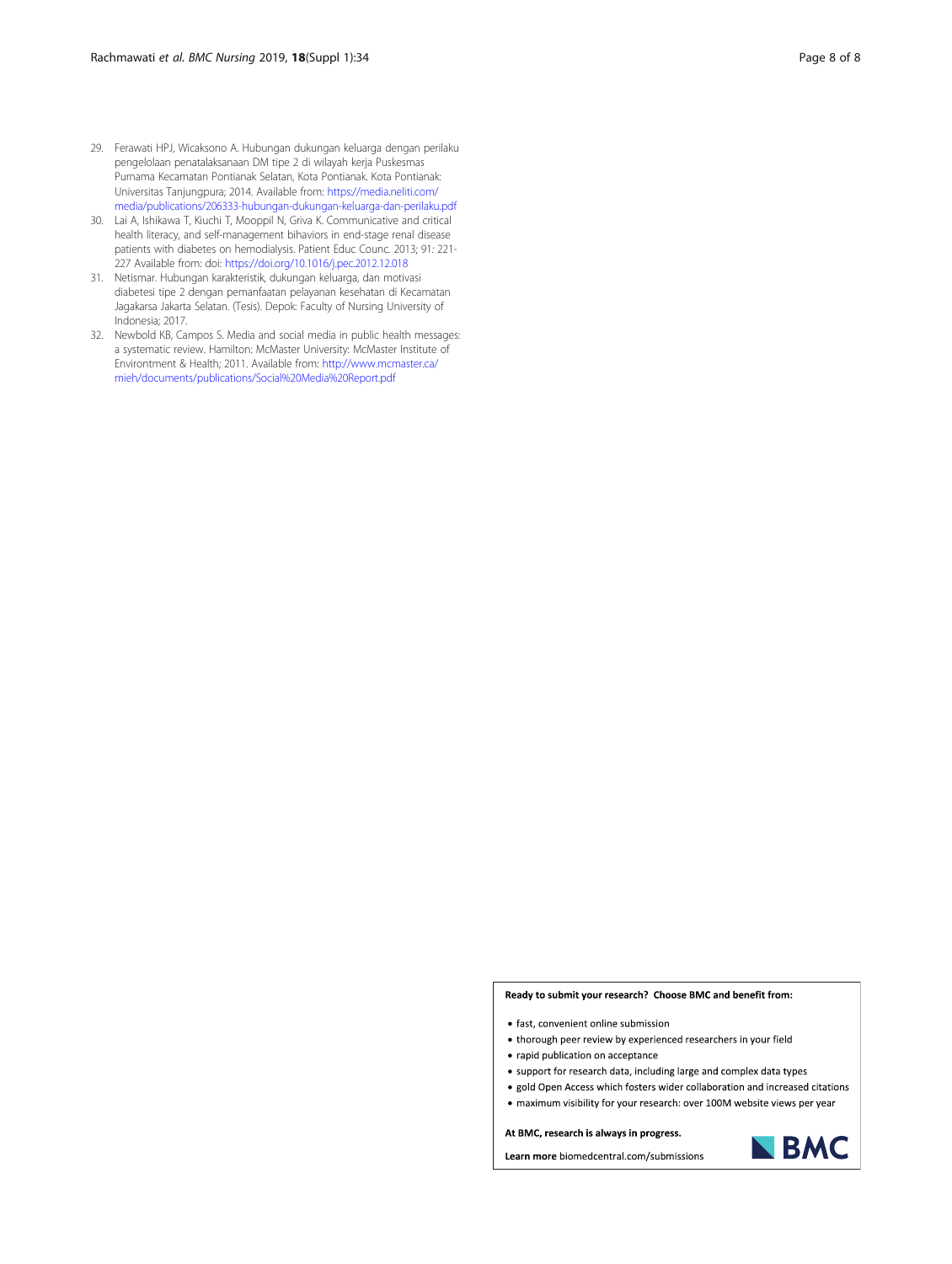29. Ferawati HPJ, Wicaksono A. Hubungan dukungan keluarga dengan perilaku pengelolaan penatalaksanaan DM tipe 2 di wilayah kerja Puskesmas Purnama Kecamatan Pontianak Selatan, Kota Pontianak. Kota Pontianak: Universitas Tanjungpura; 2014. Available from: https://media.neliti.com/media/publications/206333-hubungan-dukungan-keluarga-dan-perilaku.pdf
30. Lai A, Ishikawa T, Kiuchi T, Mooppil N, Griva K. Communicative and critical health literacy, and self-management bihaviors in end-stage renal disease patients with diabetes on hemodialysis. Patient Educ Counc. 2013; 91: 221-227 Available from: doi: https://doi.org/10.1016/j.pec.2012.12.018
31. Netismar. Hubungan karakteristik, dukungan keluarga, dan motivasi diabetesi tipe 2 dengan pemanfaatan pelayanan kesehatan di Kecamatan Jagakarsa Jakarta Selatan. (Tesis). Depok: Faculty of Nursing University of Indonesia; 2017.
32. Newbold KB, Campos S. Media and social media in public health messages: a systematic review. Hamilton: McMaster University: McMaster Institute of Environtment & Health; 2011. Available from: http://www.mcmaster.ca/mieh/documents/publications/Social%20Media%20Report.pdf

**Ready to submit your research? Choose BMC and benefit from:**

- fast, convenient online submission
- thorough peer review by experienced researchers in your field
- rapid publication on acceptance
- support for research data, including large and complex data types
- gold Open Access which fosters wider collaboration and increased citations
- maximum visibility for your research: over 100M website views per year

**At BMC, research is always in progress.**

**Learn more** biomedcentral.com/submissions

BMC